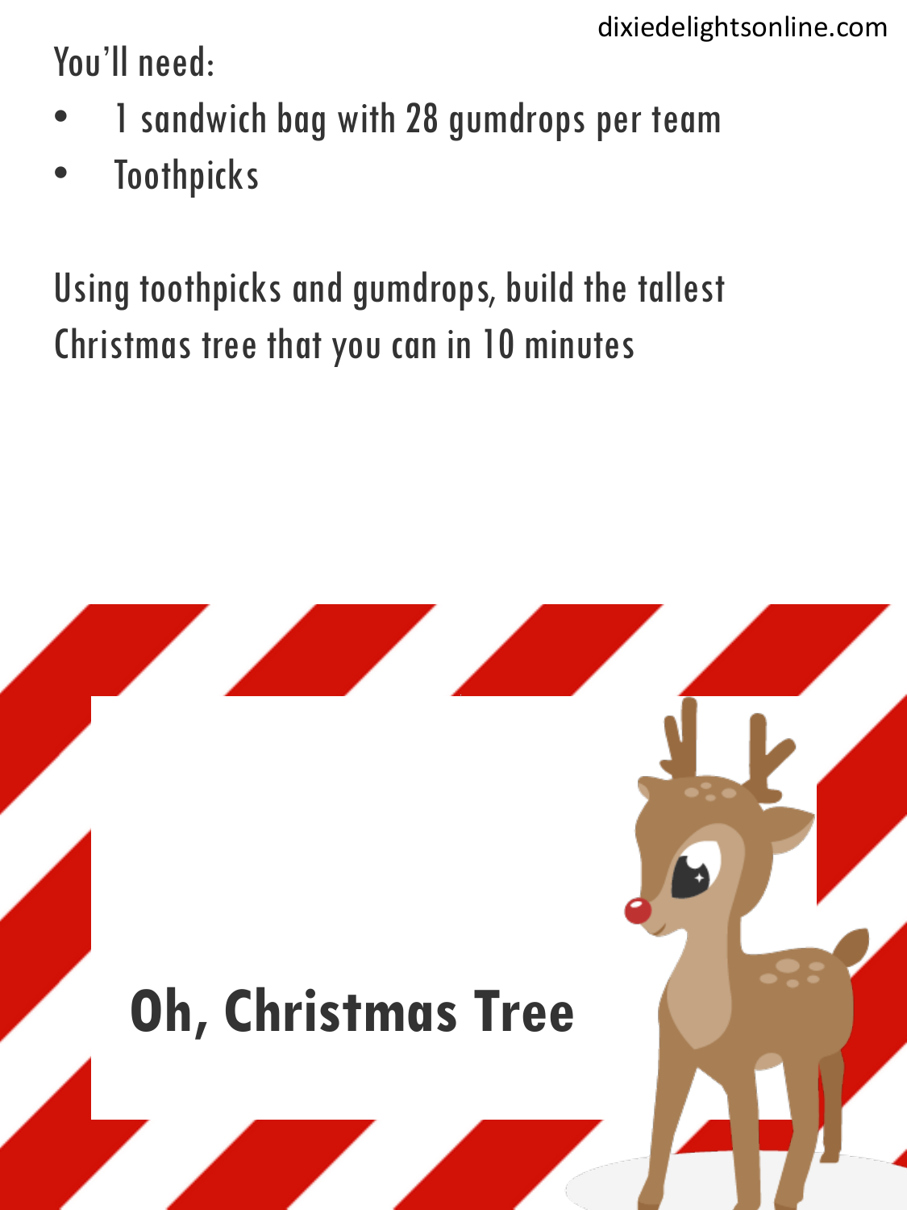dixiedelightsonline.com

You'll need:

- 1 sandwich bag with 28 gumdrops per team
- Toothpicks

Using toothpicks and gumdrops, build the tallest Christmas tree that you can in 10 minutes

# Oh, Christmas Tree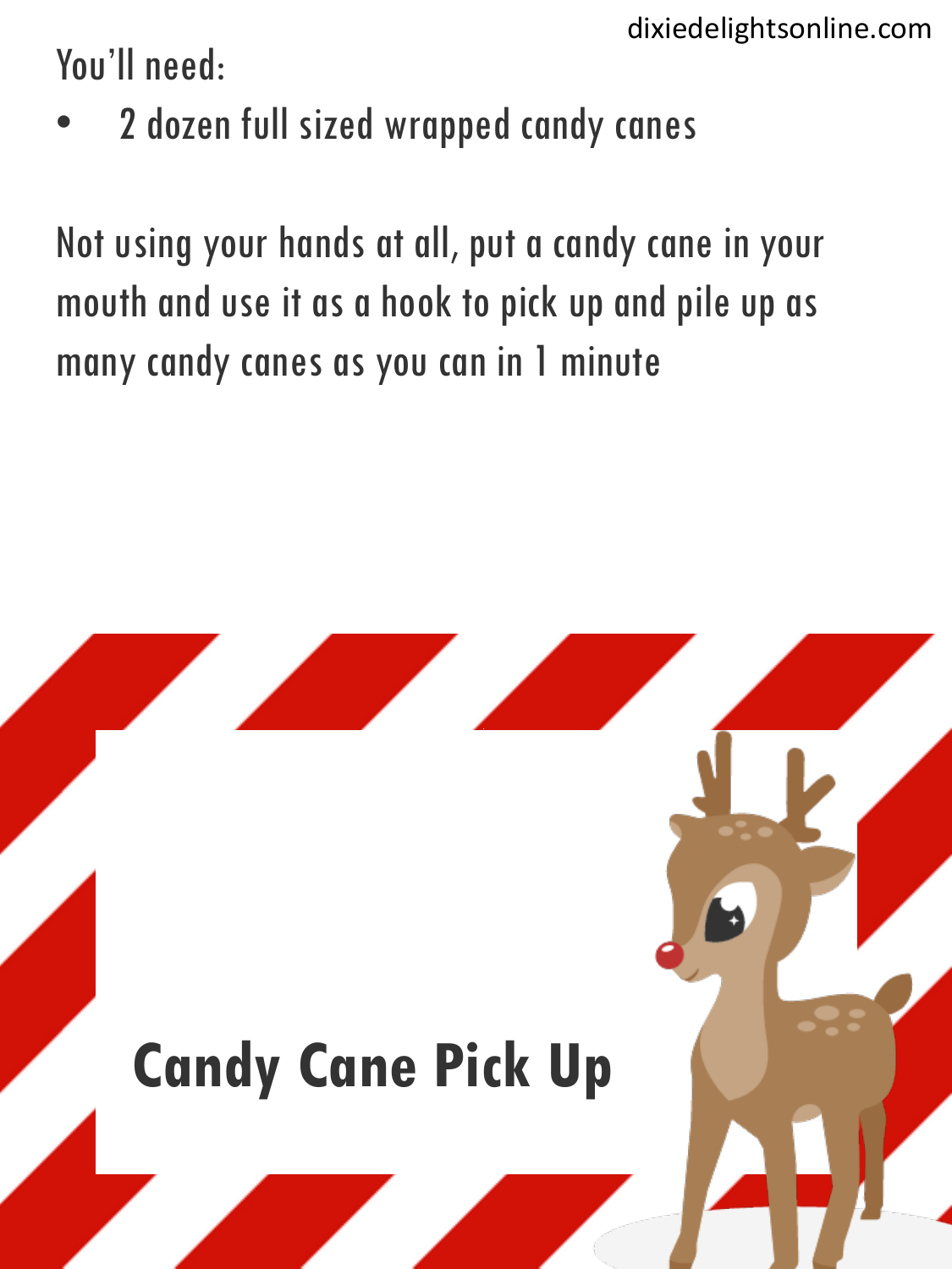dixiedelightsonline.com

You'll need:

- 2 dozen full sized wrapped candy canes

Not using your hands at all, put a candy cane in your mouth and use it as a hook to pick up and pile up as many candy canes as you can in 1 minute

# Candy Cane Pick Up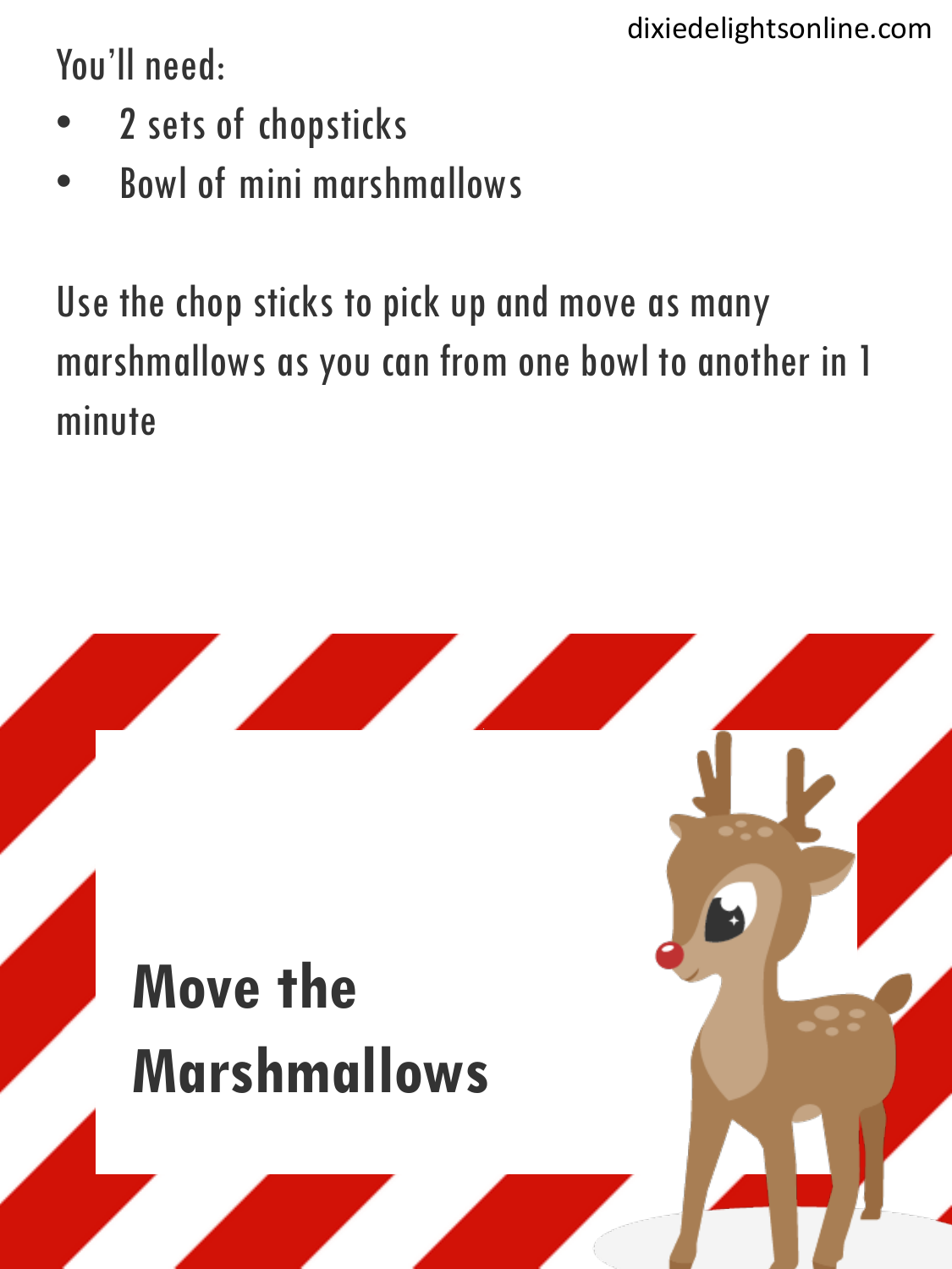You'll need:

- 2 sets of chopsticks
- Bowl of mini marshmallows

Use the chop sticks to pick up and move as many marshmallows as you can from one bowl to another in 1 minute

# Move the Marshmallows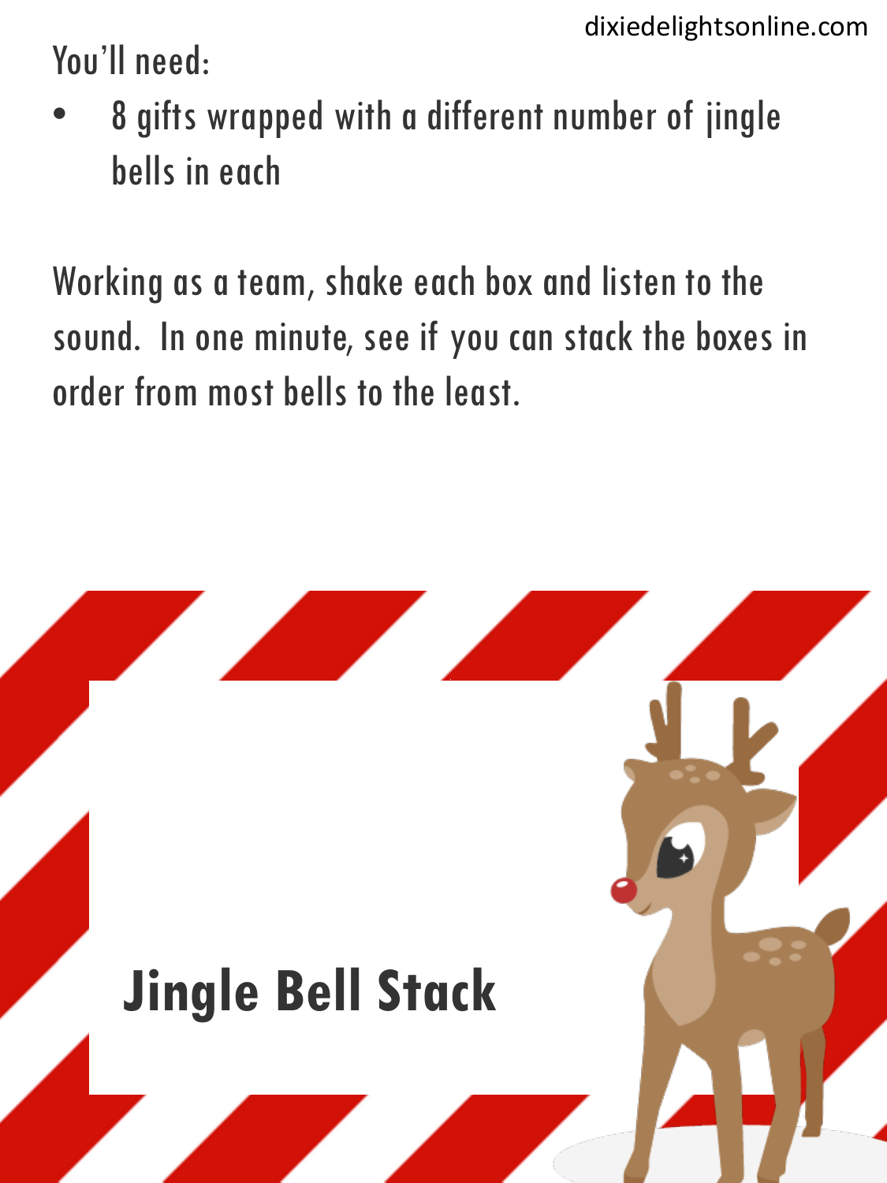You'll need:

- 8 gifts wrapped with a different number of jingle bells in each

Working as a team, shake each box and listen to the sound. In one minute, see if you can stack the boxes in order from most bells to the least.

# Jingle Bell Stack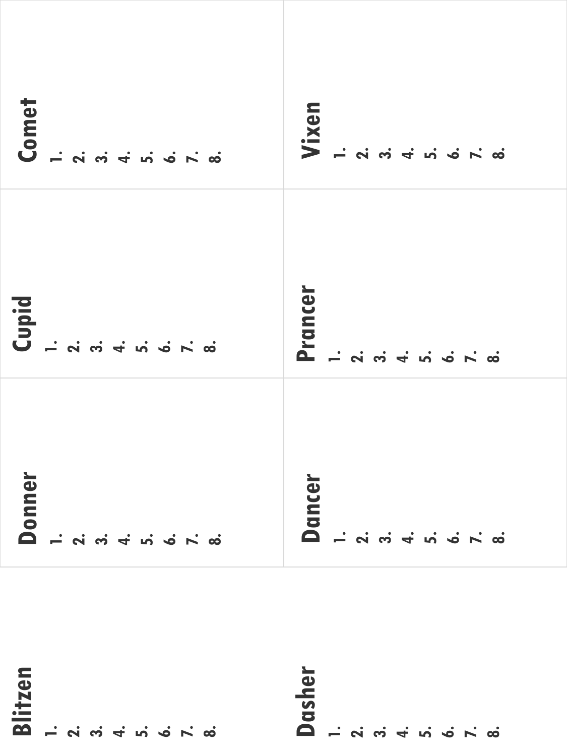## Blitzen

1.
2.
3.
4.
5.
6.
7.
8.

## Donner

1.
2.
3.
4.
5.
6.
7.
8.

## Cupid

1.
2.
3.
4.
5.
6.
7.
8.

## Comet

1.
2.
3.
4.
5.
6.
7.
8.

## Dasher

1.
2.
3.
4.
5.
6.
7.
8.

## Dancer

1.
2.
3.
4.
5.
6.
7.
8.

## Prancer

1.
2.
3.
4.
5.
6.
7.
8.

## Vixen

1.
2.
3.
4.
5.
6.
7.
8.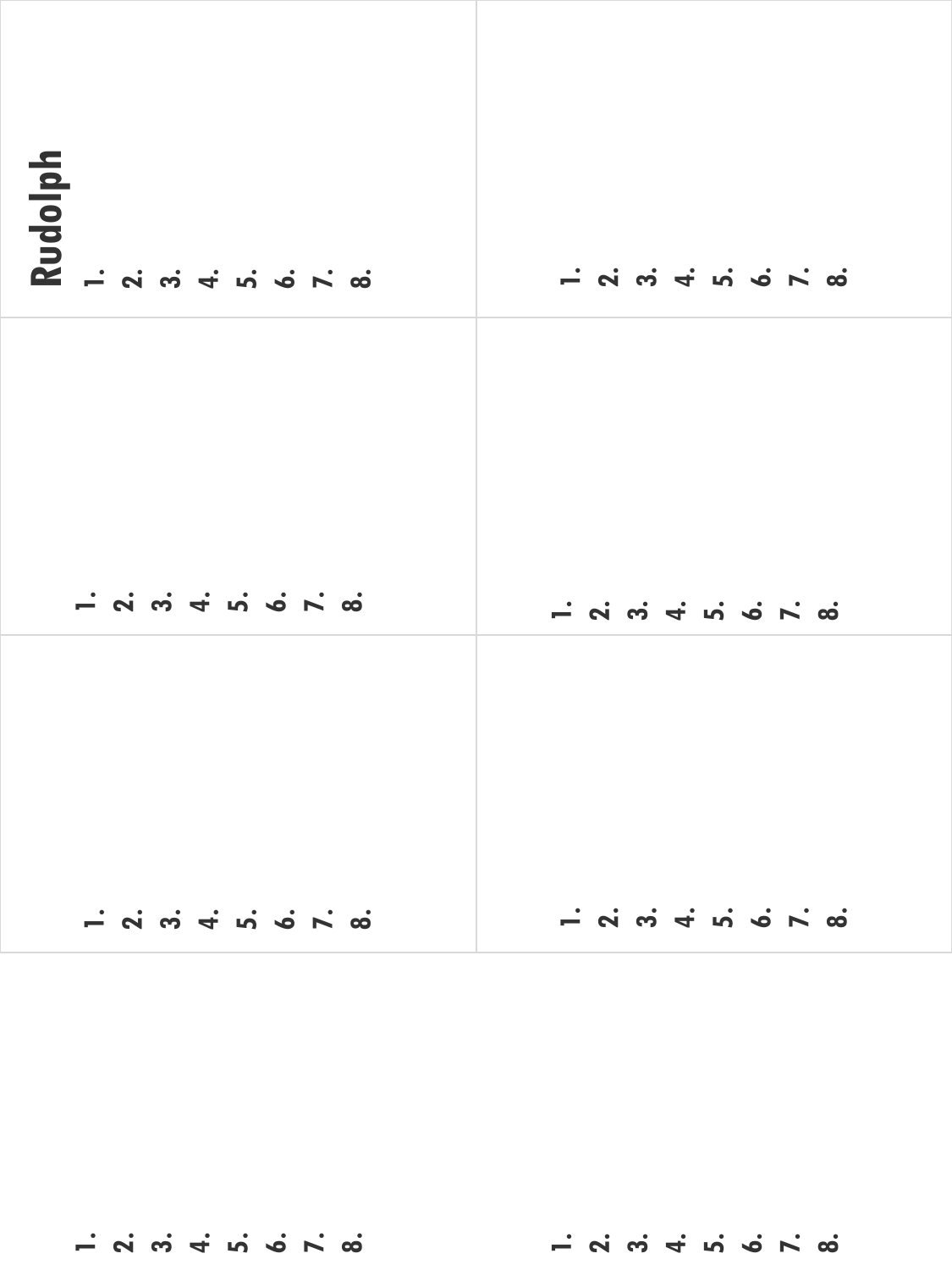## Rudolph

1.
2.
3.
4.
5.
6.
7.
8.

1.
2.
3.
4.
5.
6.
7.
8.

1.
2.
3.
4.
5.
6.
7.
8.

1.
2.
3.
4.
5.
6.
7.
8.

1.
2.
3.
4.
5.
6.
7.
8.

1.
2.
3.
4.
5.
6.
7.
8.

1.
2.
3.
4.
5.
6.
7.
8.

1.
2.
3.
4.
5.
6.
7.
8.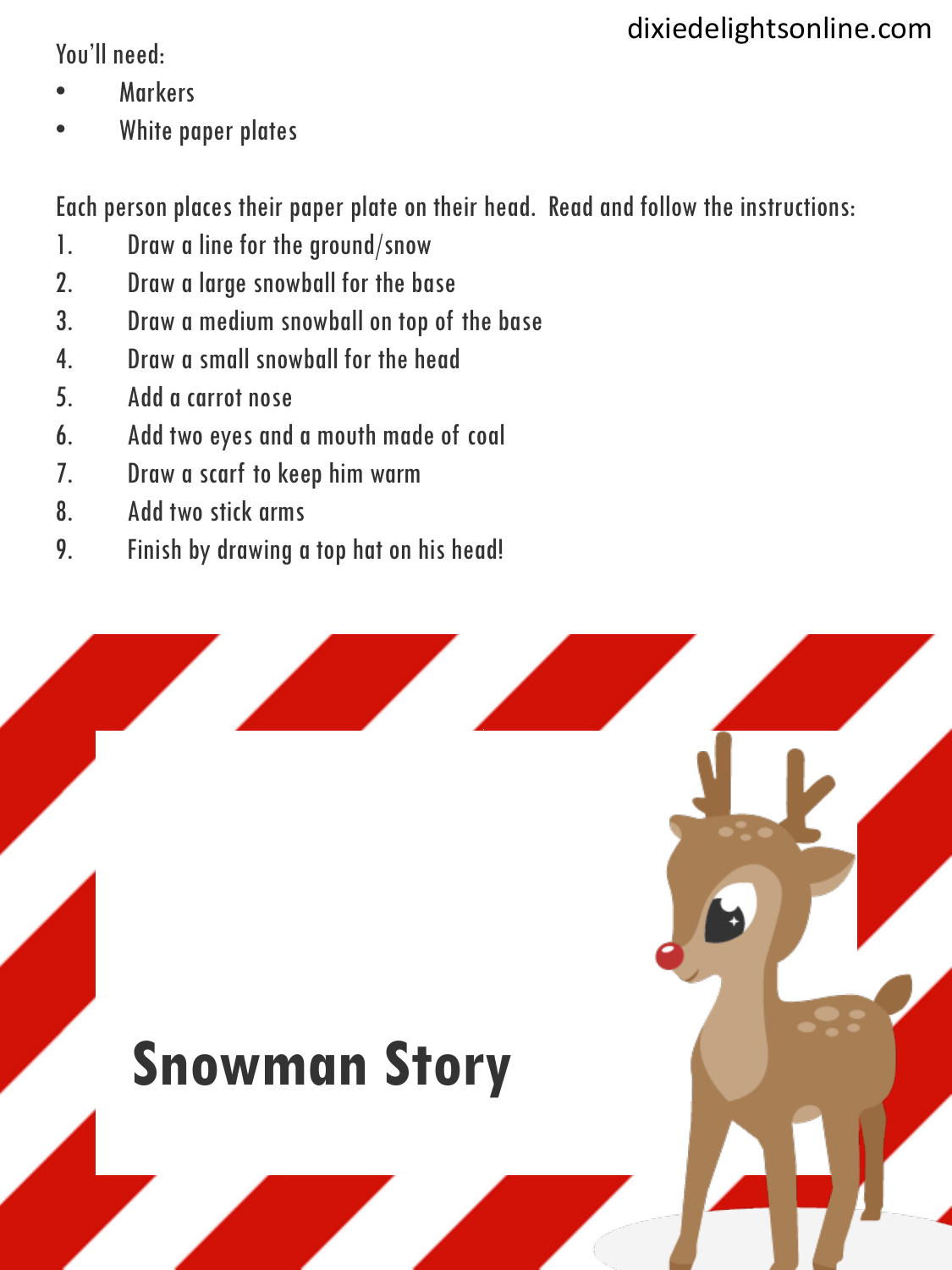You'll need:

- Markers
- White paper plates

Each person places their paper plate on their head. Read and follow the instructions:

1. Draw a line for the ground/snow
2. Draw a large snowball for the base
3. Draw a medium snowball on top of the base
4. Draw a small snowball for the head
5. Add a carrot nose
6. Add two eyes and a mouth made of coal
7. Draw a scarf to keep him warm
8. Add two stick arms
9. Finish by drawing a top hat on his head!

# Snowman Story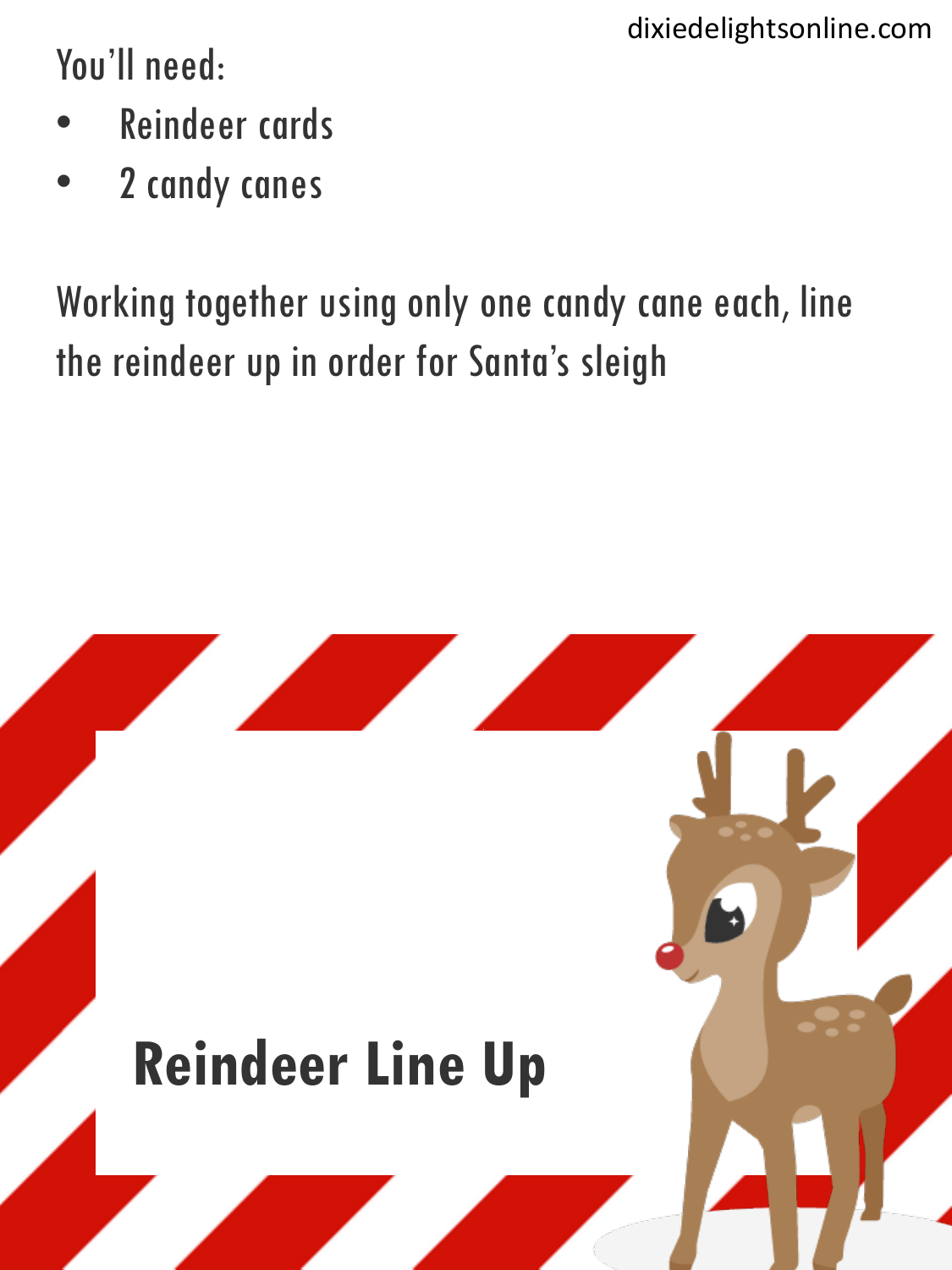You'll need:

- Reindeer cards
- 2 candy canes

Working together using only one candy cane each, line the reindeer up in order for Santa's sleigh

# Reindeer Line Up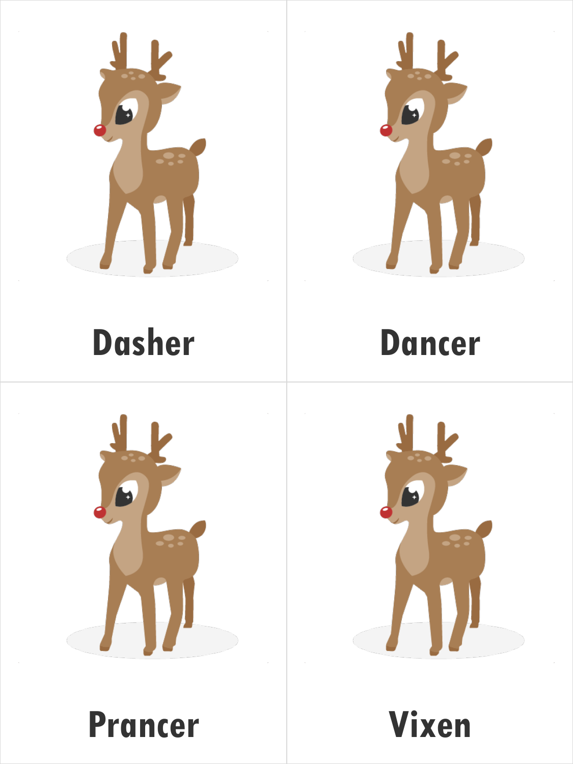Dasher

Dancer

Prancer

Vixen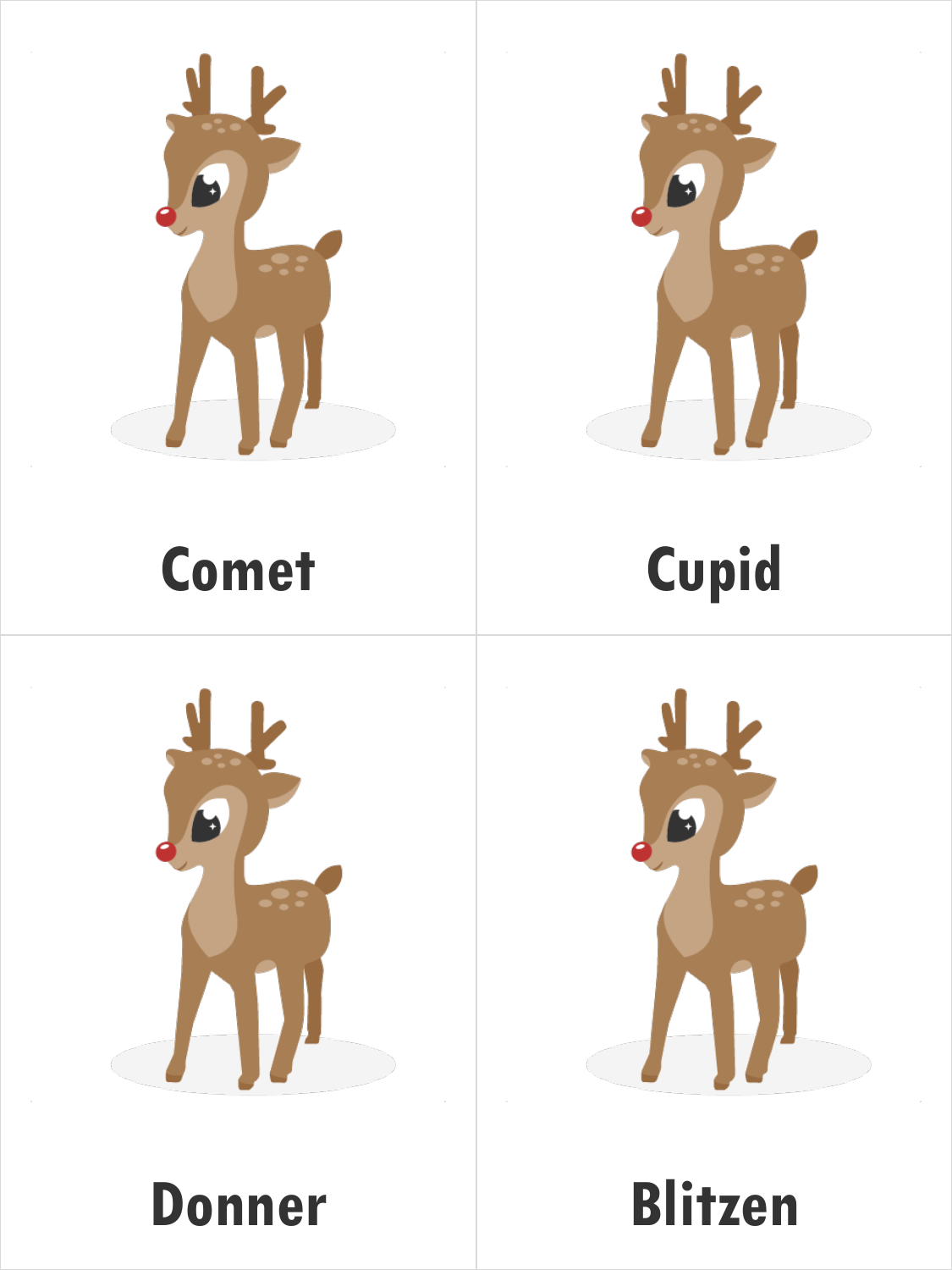Comet

Cupid

Donner

Blitzen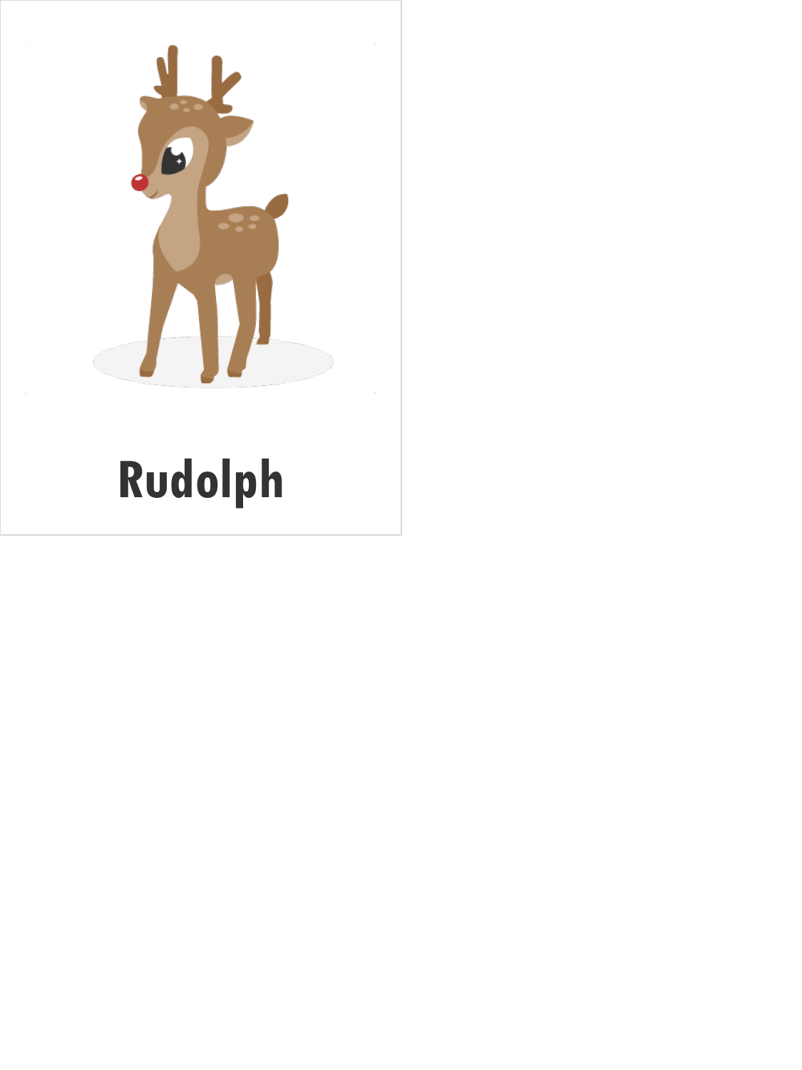Rudolph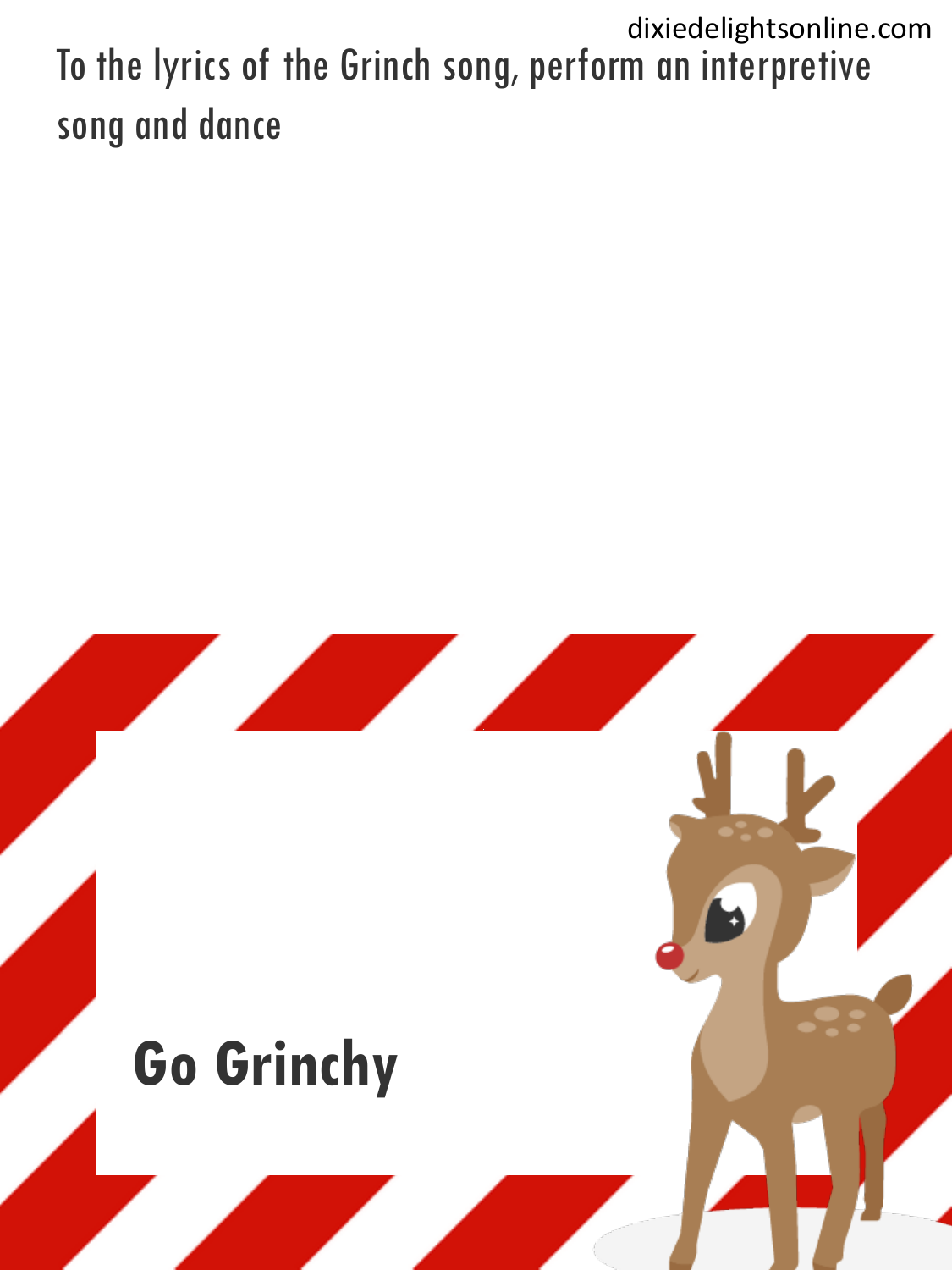To the lyrics of the Grinch song, perform an interpretive song and dance

**Go Grinchy**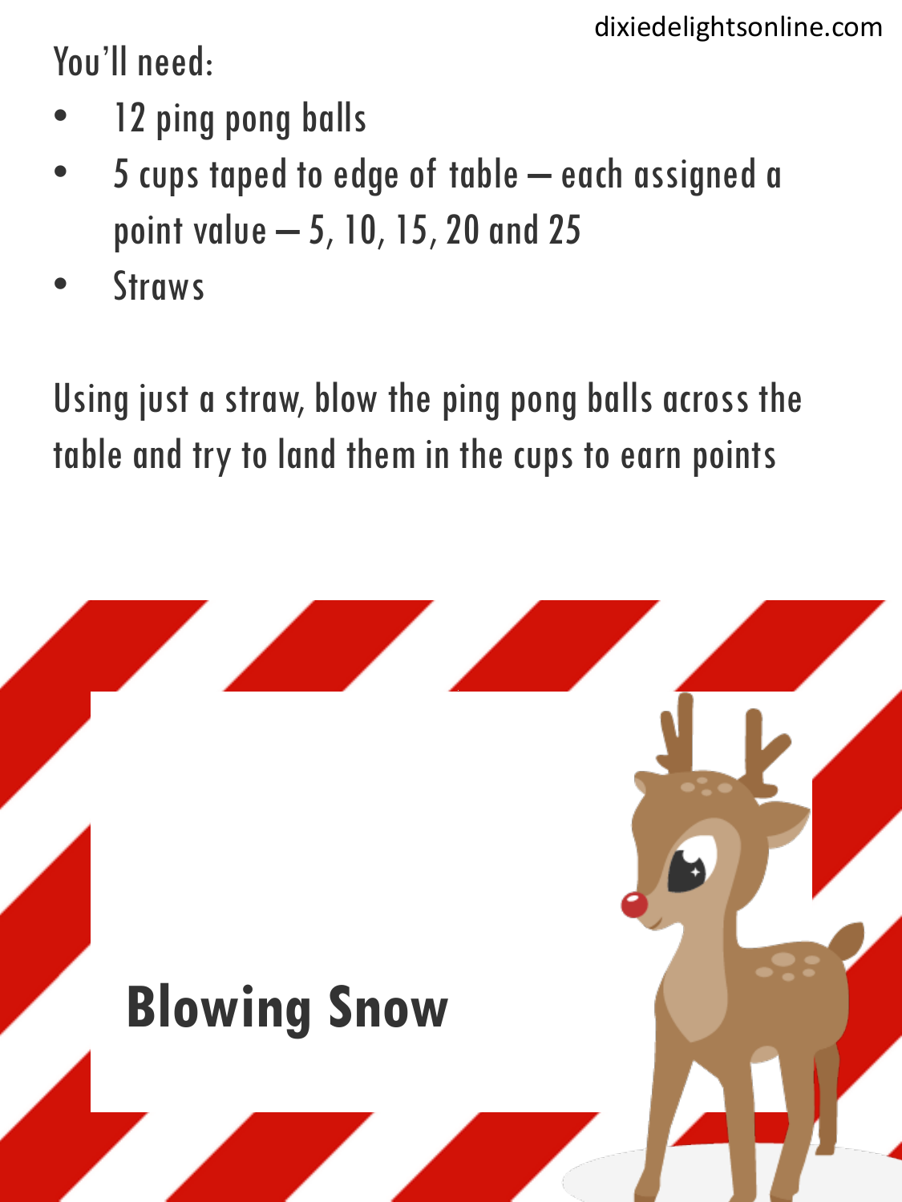You'll need:

- 12 ping pong balls
- 5 cups taped to edge of table – each assigned a point value – 5, 10, 15, 20 and 25
- Straws

Using just a straw, blow the ping pong balls across the table and try to land them in the cups to earn points

## Blowing Snow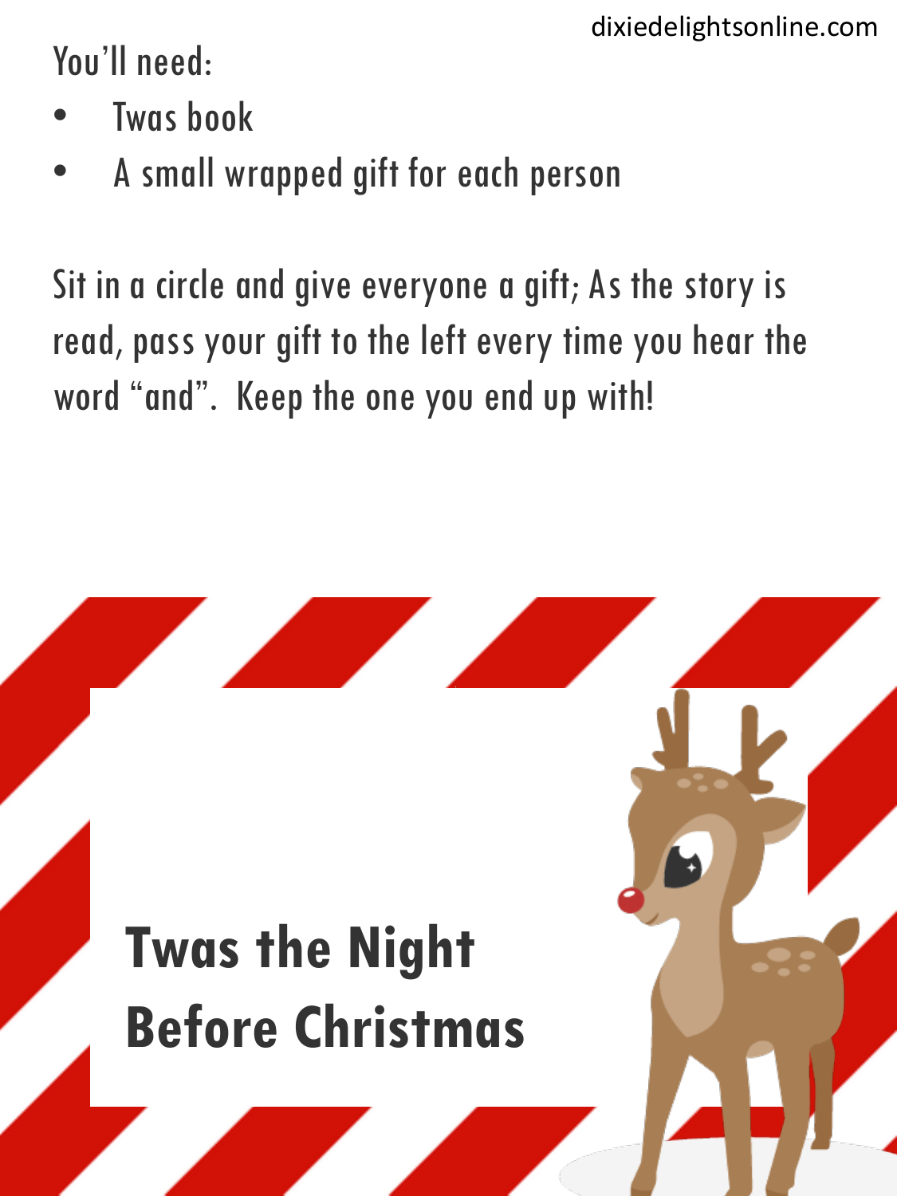dixiedelightsonline.com

You'll need:

- Twas book
- A small wrapped gift for each person

Sit in a circle and give everyone a gift; As the story is read, pass your gift to the left every time you hear the word "and". Keep the one you end up with!

# Twas the Night Before Christmas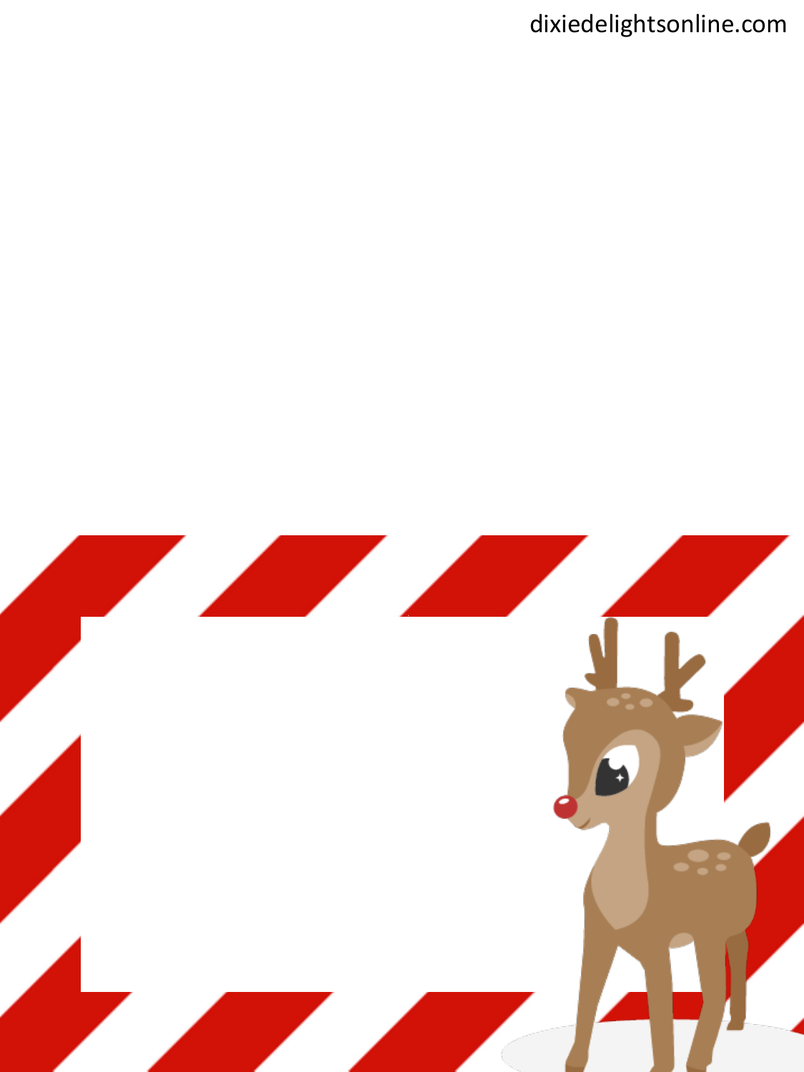dixiedelightsonline.com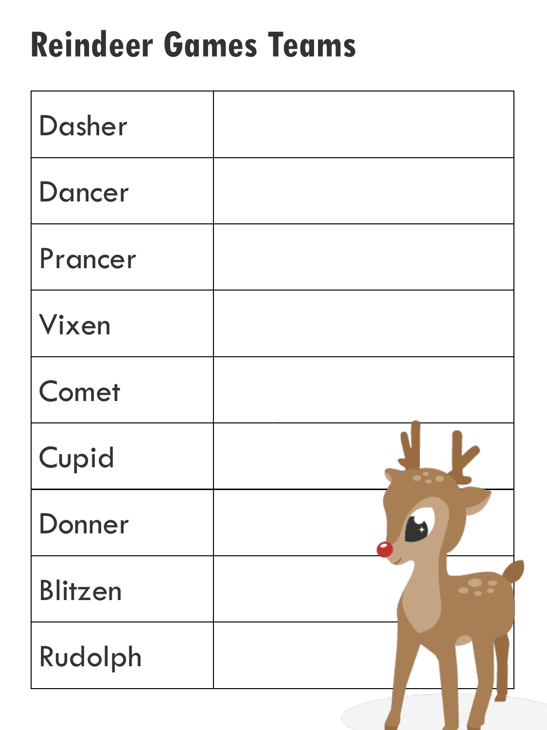# Reindeer Games Teams

| Dasher | |
|---|---|
| Dancer | |
| Prancer | |
| Vixen | |
| Comet | |
| Cupid | |
| Donner | |
| Blitzen | |
| Rudolph | |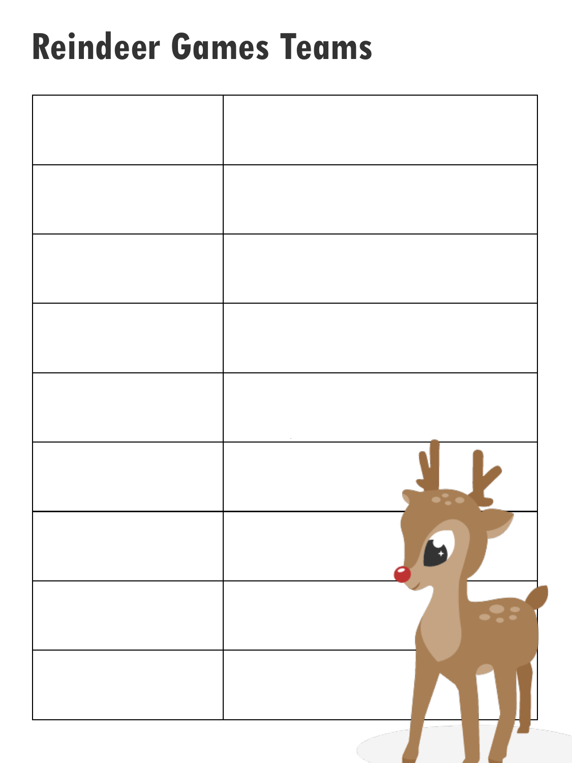# Reindeer Games Teams

| | |
|---|---|
| | |
| | |
| | |
| | |
| | |
| | |
| | |
| | |
| | |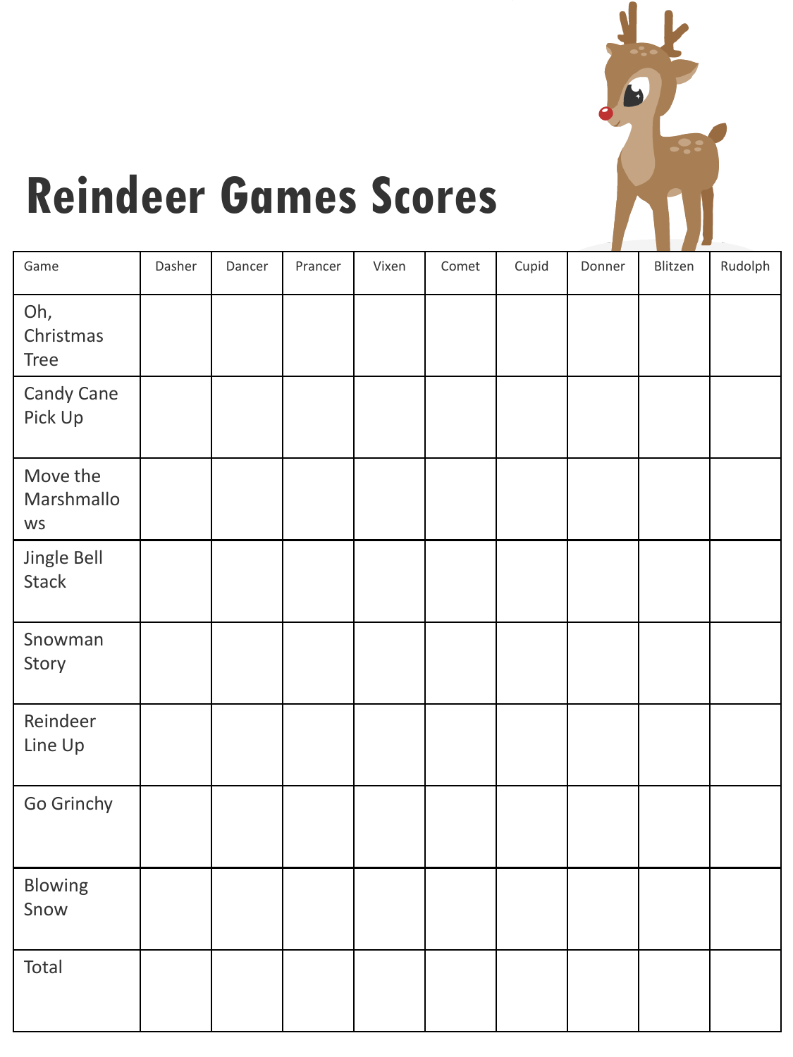# Reindeer Games Scores

| Game | Dasher | Dancer | Prancer | Vixen | Comet | Cupid | Donner | Blitzen | Rudolph |
|---|---|---|---|---|---|---|---|---|---|
| Oh, Christmas Tree | | | | | | | | | |
| Candy Cane Pick Up | | | | | | | | | |
| Move the Marshmallows | | | | | | | | | |
| Jingle Bell Stack | | | | | | | | | |
| Snowman Story | | | | | | | | | |
| Reindeer Line Up | | | | | | | | | |
| Go Grinchy | | | | | | | | | |
| Blowing Snow | | | | | | | | | |
| Total | | | | | | | | | |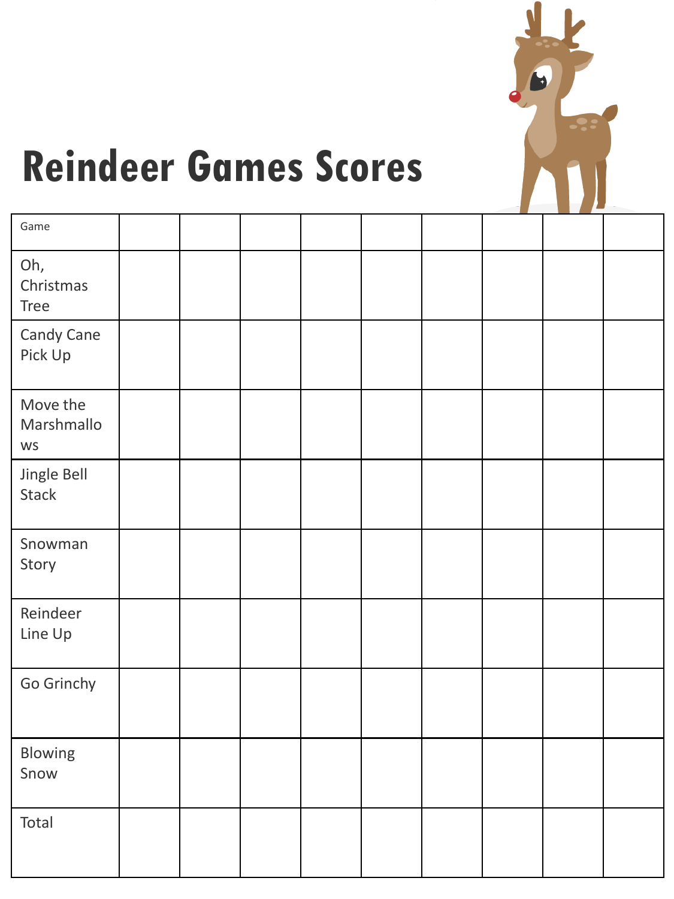# Reindeer Games Scores

| Game | | | | | | | | | |
|---|---|---|---|---|---|---|---|---|---|
| Oh, Christmas Tree | | | | | | | | | |
| Candy Cane Pick Up | | | | | | | | | |
| Move the Marshmallows | | | | | | | | | |
| Jingle Bell Stack | | | | | | | | | |
| Snowman Story | | | | | | | | | |
| Reindeer Line Up | | | | | | | | | |
| Go Grinchy | | | | | | | | | |
| Blowing Snow | | | | | | | | | |
| Total | | | | | | | | | |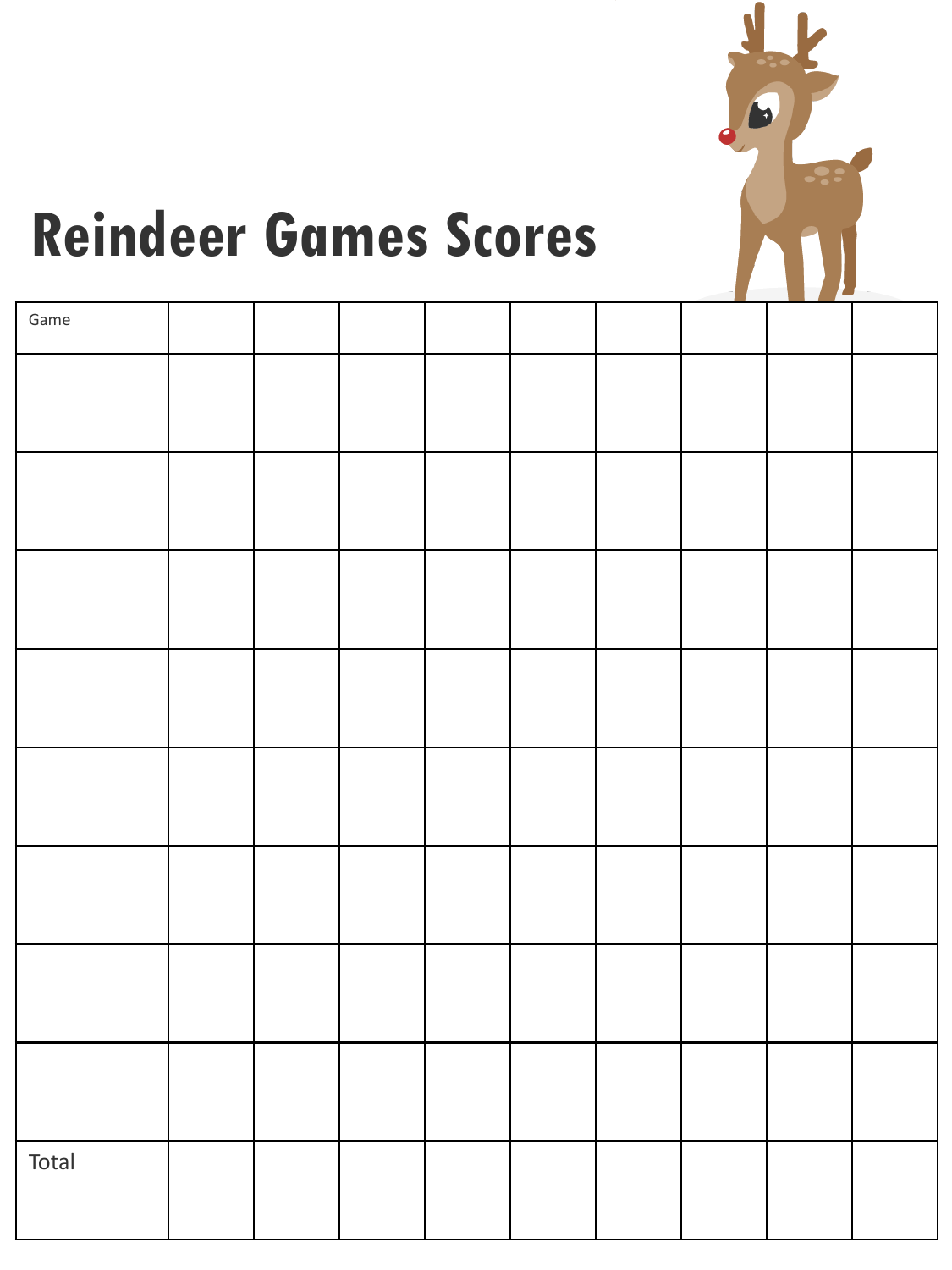# Reindeer Games Scores

| Game | | | | | | | | | |
| --- | --- | --- | --- | --- | --- | --- | --- | --- | --- |
| | | | | | | | | | |
| | | | | | | | | | |
| | | | | | | | | | |
| | | | | | | | | | |
| | | | | | | | | | |
| | | | | | | | | | |
| | | | | | | | | | |
| | | | | | | | | | |
| Total | | | | | | | | | |